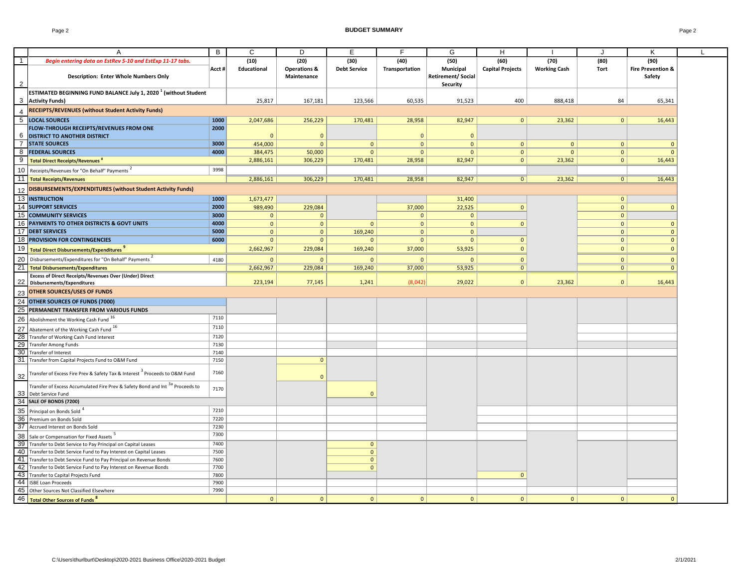# BUDGET SUMMARY

| | A | B | C | D | E | F | G | H | I | J | K |
|---|---|---|---|---|---|---|---|---|---|---|---|
| 1 | *Begin entering data on EstRev 5-10 and EstExp 11-17 tabs.* | | (10) | (20) | (30) | (40) | (50) | (60) | (70) | (80) | (90) |
| 2 | **Description: Enter Whole Numbers Only** | Acct # | Educational | Operations & Maintenance | Debt Service | Transportation | Municipal Retirement/ Social Security | Capital Projects | Working Cash | Tort | Fire Prevention & Safety |
| 3 | **ESTIMATED BEGINNING FUND BALANCE July 1, 2020 [1] (without Student Activity Funds)** | | 25,817 | 167,181 | 123,566 | 60,535 | 91,523 | 400 | 888,418 | 84 | 65,341 |
| 4 | **RECEIPTS/REVENUES (without Student Activity Funds)** | | | | | | | | | | |
| 5 | **LOCAL SOURCES** | 1000 | 2,047,686 | 256,229 | 170,481 | 28,958 | 82,947 | 0 | 23,362 | 0 | 16,443 |
| 6 | **FLOW-THROUGH RECEIPTS/REVENUES FROM ONE DISTRICT TO ANOTHER DISTRICT** | 2000 | 0 | 0 | | 0 | 0 | | | | |
| 7 | **STATE SOURCES** | 3000 | 454,000 | 0 | 0 | 0 | 0 | 0 | 0 | 0 | 0 |
| 8 | **FEDERAL SOURCES** | 4000 | 384,475 | 50,000 | 0 | 0 | 0 | 0 | 0 | 0 | 0 |
| 9 | **Total Direct Receipts/Revenues [8]** | | 2,886,161 | 306,229 | 170,481 | 28,958 | 82,947 | 0 | 23,362 | 0 | 16,443 |
| 10 | Receipts/Revenues for "On Behalf" Payments [2] | 3998 | | | | | | | | | |
| 11 | **Total Receipts/Revenues** | | 2,886,161 | 306,229 | 170,481 | 28,958 | 82,947 | 0 | 23,362 | 0 | 16,443 |
| 12 | **DISBURSEMENTS/EXPENDITURES (without Student Activity Funds)** | | | | | | | | | | |
| 13 | **INSTRUCTION** | 1000 | 1,673,477 | | | | 31,400 | | | 0 | |
| 14 | **SUPPORT SERVICES** | 2000 | 989,490 | 229,084 | | 37,000 | 22,525 | 0 | | 0 | 0 |
| 15 | **COMMUNITY SERVICES** | 3000 | 0 | 0 | | 0 | 0 | | | 0 | |
| 16 | **PAYMENTS TO OTHER DISTRICTS & GOVT UNITS** | 4000 | 0 | 0 | 0 | 0 | 0 | 0 | | 0 | 0 |
| 17 | **DEBT SERVICES** | 5000 | 0 | 0 | 169,240 | 0 | 0 | | | 0 | 0 |
| 18 | **PROVISION FOR CONTINGENCIES** | 6000 | 0 | 0 | 0 | 0 | 0 | 0 | | 0 | 0 |
| 19 | **Total Direct Disbursements/Expenditures [9]** | | 2,662,967 | 229,084 | 169,240 | 37,000 | 53,925 | 0 | | 0 | 0 |
| 20 | Disbursements/Expenditures for "On Behalf" Payments [2] | 4180 | 0 | 0 | 0 | 0 | 0 | 0 | | 0 | 0 |
| 21 | **Total Disbursements/Expenditures** | | 2,662,967 | 229,084 | 169,240 | 37,000 | 53,925 | 0 | | 0 | 0 |
| 22 | **Excess of Direct Receipts/Revenues Over (Under) Direct Disbursements/Expenditures** | | 223,194 | 77,145 | 1,241 | (8,042) | 29,022 | 0 | 23,362 | 0 | 16,443 |
| 23 | **OTHER SOURCES/USES OF FUNDS** | | | | | | | | | | |
| 24 | **OTHER SOURCES OF FUNDS (7000)** | | | | | | | | | | |
| 25 | **PERMANENT TRANSFER FROM VARIOUS FUNDS** | | | | | | | | | | |
| 26 | Abolishment the Working Cash Fund [16] | 7110 | | | | | | | | | |
| 27 | Abatement of the Working Cash Fund [16] | 7110 | | | | | | | | | |
| 28 | Transfer of Working Cash Fund Interest | 7120 | | | | | | | | | |
| 29 | Transfer Among Funds | 7130 | | | | | | | | | |
| 30 | Transfer of Interest | 7140 | | | | | | | | | |
| 31 | Transfer from Capital Projects Fund to O&M Fund | 7150 | | 0 | | | | | | | |
| 32 | Transfer of Excess Fire Prev & Safety Tax & Interest [3] Proceeds to O&M Fund | 7160 | | 0 | | | | | | | |
| 33 | Transfer of Excess Accumulated Fire Prev & Safety Bond and Int [3a] Proceeds to Debt Service Fund | 7170 | | | 0 | | | | | | |
| 34 | **SALE OF BONDS (7200)** | | | | | | | | | | |
| 35 | Principal on Bonds Sold [4] | 7210 | | | | | | | | | |
| 36 | Premium on Bonds Sold | 7220 | | | | | | | | | |
| 37 | Accrued Interest on Bonds Sold | 7230 | | | | | | | | | |
| 38 | Sale or Compensation for Fixed Assets [5] | 7300 | | | | | | | | | |
| 39 | Transfer to Debt Service to Pay Principal on Capital Leases | 7400 | | | 0 | | | | | | |
| 40 | Transfer to Debt Service Fund to Pay Interest on Capital Leases | 7500 | | | 0 | | | | | | |
| 41 | Transfer to Debt Service Fund to Pay Principal on Revenue Bonds | 7600 | | | 0 | | | | | | |
| 42 | Transfer to Debt Service Fund to Pay Interest on Revenue Bonds | 7700 | | | 0 | | | | | | |
| 43 | Transfer to Capital Projects Fund | 7800 | | | | | | 0 | | | |
| 44 | ISBE Loan Proceeds | 7900 | | | | | | | | | |
| 45 | Other Sources Not Classified Elsewhere | 7990 | | | | | | | | | |
| 46 | **Total Other Sources of Funds [8]** | | 0 | 0 | 0 | 0 | 0 | 0 | 0 | 0 | 0 |

C:\Users\thurlburt\Desktop\2020-2021 Business Office\2020-2021 Budget 2/1/2021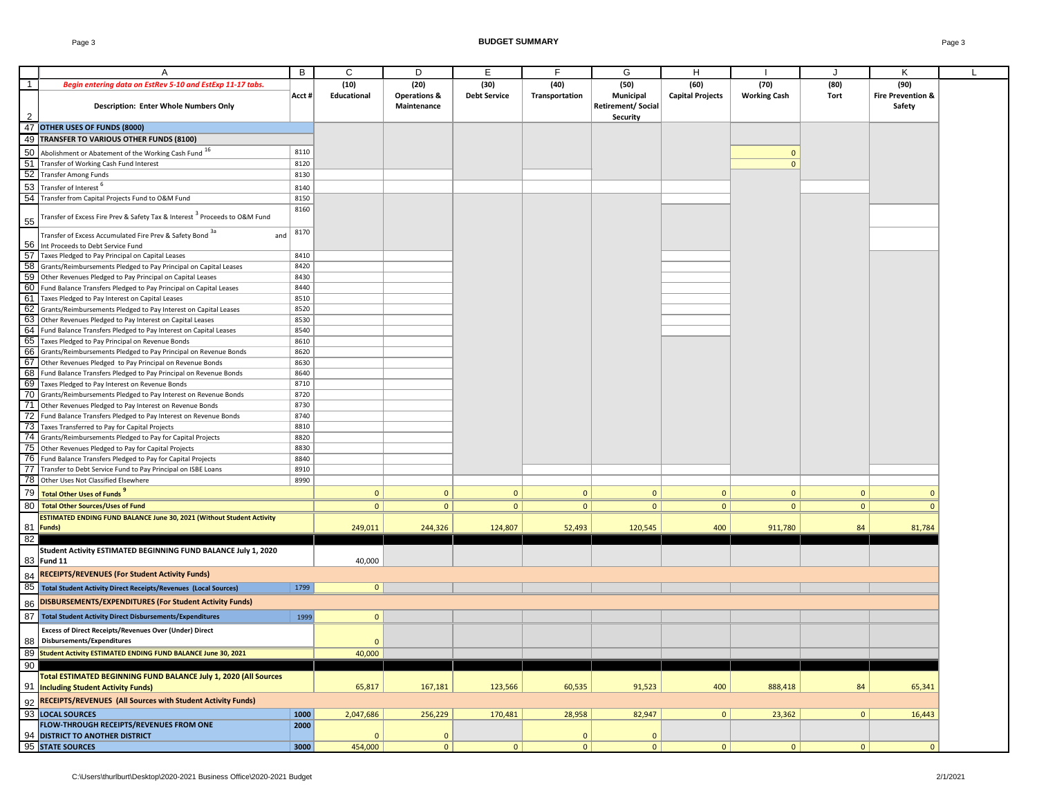# BUDGET SUMMARY

| | A | B | C | D | E | F | G | H | I | J | K | L |
|---|---|---|---|---|---|---|---|---|---|---|---|---|
| 1 | *Begin entering data on EstRev 5-10 and EstExp 11-17 tabs.* | | (10) | (20) | (30) | (40) | (50) | (60) | (70) | (80) | (90) | |
| 2 | **Description: Enter Whole Numbers Only** | **Acct #** | **Educational** | **Operations & Maintenance** | **Debt Service** | **Transportation** | **Municipal Retirement/ Social Security** | **Capital Projects** | **Working Cash** | **Tort** | **Fire Prevention & Safety** | |
| 47 | **OTHER USES OF FUNDS (8000)** | | | | | | | | | | | |
| 49 | **TRANSFER TO VARIOUS OTHER FUNDS (8100)** | | | | | | | | | | | |
| 50 | Abolishment or Abatement of the Working Cash Fund [16] | 8110 | | | | | | | 0 | | | |
| 51 | Transfer of Working Cash Fund Interest | 8120 | | | | | | | 0 | | | |
| 52 | Transfer Among Funds | 8130 | | | | | | | | | | |
| 53 | Transfer of Interest [6] | 8140 | | | | | | | | | | |
| 54 | Transfer from Capital Projects Fund to O&M Fund | 8150 | | | | | | | | | | |
| 55 | Transfer of Excess Fire Prev & Safety Tax & Interest [3] Proceeds to O&M Fund | 8160 | | | | | | | | | | |
| 56 | Transfer of Excess Accumulated Fire Prev & Safety Bond [3a] and Int Proceeds to Debt Service Fund | 8170 | | | | | | | | | | |
| 57 | Taxes Pledged to Pay Principal on Capital Leases | 8410 | | | | | | | | | | |
| 58 | Grants/Reimbursements Pledged to Pay Principal on Capital Leases | 8420 | | | | | | | | | | |
| 59 | Other Revenues Pledged to Pay Principal on Capital Leases | 8430 | | | | | | | | | | |
| 60 | Fund Balance Transfers Pledged to Pay Principal on Capital Leases | 8440 | | | | | | | | | | |
| 61 | Taxes Pledged to Pay Interest on Capital Leases | 8510 | | | | | | | | | | |
| 62 | Grants/Reimbursements Pledged to Pay Interest on Capital Leases | 8520 | | | | | | | | | | |
| 63 | Other Revenues Pledged to Pay Interest on Capital Leases | 8530 | | | | | | | | | | |
| 64 | Fund Balance Transfers Pledged to Pay Interest on Capital Leases | 8540 | | | | | | | | | | |
| 65 | Taxes Pledged to Pay Principal on Revenue Bonds | 8610 | | | | | | | | | | |
| 66 | Grants/Reimbursements Pledged to Pay Principal on Revenue Bonds | 8620 | | | | | | | | | | |
| 67 | Other Revenues Pledged to Pay Principal on Revenue Bonds | 8630 | | | | | | | | | | |
| 68 | Fund Balance Transfers Pledged to Pay Principal on Revenue Bonds | 8640 | | | | | | | | | | |
| 69 | Taxes Pledged to Pay Interest on Revenue Bonds | 8710 | | | | | | | | | | |
| 70 | Grants/Reimbursements Pledged to Pay Interest on Revenue Bonds | 8720 | | | | | | | | | | |
| 71 | Other Revenues Pledged to Pay Interest on Revenue Bonds | 8730 | | | | | | | | | | |
| 72 | Fund Balance Transfers Pledged to Pay Interest on Revenue Bonds | 8740 | | | | | | | | | | |
| 73 | Taxes Transferred to Pay for Capital Projects | 8810 | | | | | | | | | | |
| 74 | Grants/Reimbursements Pledged to Pay for Capital Projects | 8820 | | | | | | | | | | |
| 75 | Other Revenues Pledged to Pay for Capital Projects | 8830 | | | | | | | | | | |
| 76 | Fund Balance Transfers Pledged to Pay for Capital Projects | 8840 | | | | | | | | | | |
| 77 | Transfer to Debt Service Fund to Pay Principal on ISBE Loans | 8910 | | | | | | | | | | |
| 78 | Other Uses Not Classified Elsewhere | 8990 | | | | | | | | | | |
| 79 | **Total Other Uses of Funds** [9] | | 0 | 0 | 0 | 0 | 0 | 0 | 0 | 0 | 0 | |
| 80 | **Total Other Sources/Uses of Fund** | | 0 | 0 | 0 | 0 | 0 | 0 | 0 | 0 | 0 | |
| 81 | **ESTIMATED ENDING FUND BALANCE June 30, 2021 (Without Student Activity Funds)** | | 249,011 | 244,326 | 124,807 | 52,493 | 120,545 | 400 | 911,780 | 84 | 81,784 | |
| 82 | | | | | | | | | | | | |
| 83 | **Student Activity ESTIMATED BEGINNING FUND BALANCE July 1, 2020 Fund 11** | | 40,000 | | | | | | | | | |
| 84 | **RECEIPTS/REVENUES (For Student Activity Funds)** | | | | | | | | | | | |
| 85 | **Total Student Activity Direct Receipts/Revenues (Local Sources)** | 1799 | 0 | | | | | | | | | |
| 86 | **DISBURSEMENTS/EXPENDITURES (For Student Activity Funds)** | | | | | | | | | | | |
| 87 | **Total Student Activity Direct Disbursements/Expenditures** | 1999 | 0 | | | | | | | | | |
| 88 | **Excess of Direct Receipts/Revenues Over (Under) Direct Disbursements/Expenditures** | | 0 | | | | | | | | | |
| 89 | **Student Activity ESTIMATED ENDING FUND BALANCE June 30, 2021** | | 40,000 | | | | | | | | | |
| 90 | | | | | | | | | | | | |
| 91 | **Total ESTIMATED BEGINNING FUND BALANCE July 1, 2020 (All Sources Including Student Activity Funds)** | | 65,817 | 167,181 | 123,566 | 60,535 | 91,523 | 400 | 888,418 | 84 | 65,341 | |
| 92 | **RECEIPTS/REVENUES (All Sources with Student Activity Funds)** | | | | | | | | | | | |
| 93 | **LOCAL SOURCES** | **1000** | 2,047,686 | 256,229 | 170,481 | 28,958 | 82,947 | 0 | 23,362 | 0 | 16,443 | |
| 94 | **FLOW-THROUGH RECEIPTS/REVENUES FROM ONE DISTRICT TO ANOTHER DISTRICT** | **2000** | 0 | 0 | | 0 | 0 | | | | | |
| 95 | **STATE SOURCES** | **3000** | 454,000 | 0 | 0 | 0 | 0 | 0 | 0 | 0 | 0 | |

C:\Users\thurlburt\Desktop\2020-2021 Business Office\2020-2021 Budget 2/1/2021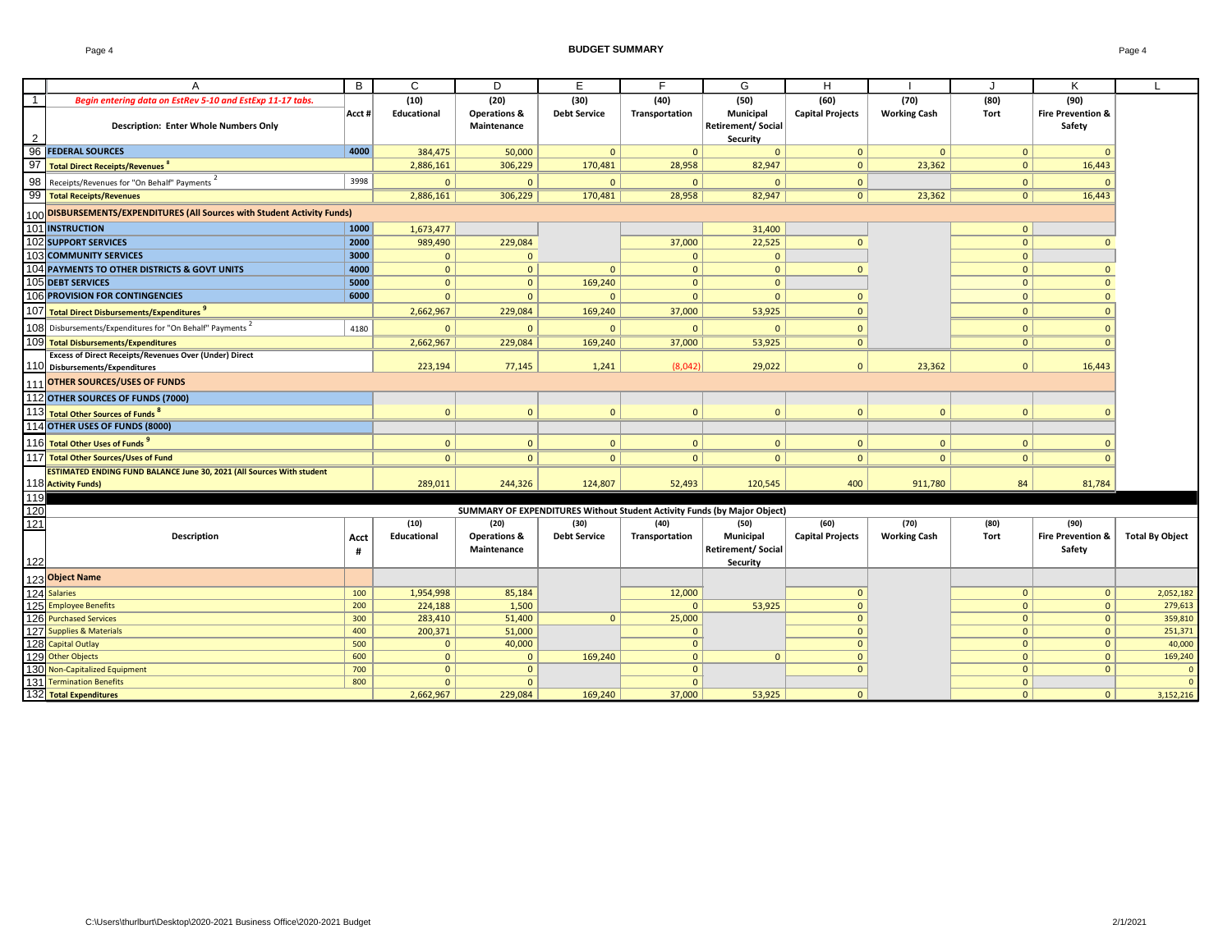# BUDGET SUMMARY

| | A | B | C | D | E | F | G | H | I | J | K | L |
|---|---|---|---|---|---|---|---|---|---|---|---|---|
| 1 | *Begin entering data on EstRev 5-10 and EstExp 11-17 tabs.* | | (10) | (20) | (30) | (40) | (50) | (60) | (70) | (80) | (90) | |
| 2 | **Description: Enter Whole Numbers Only** | Acct # | Educational | Operations & Maintenance | Debt Service | Transportation | Municipal Retirement/ Social Security | Capital Projects | Working Cash | Tort | Fire Prevention & Safety | |
| 96 | **FEDERAL SOURCES** | 4000 | 384,475 | 50,000 | 0 | 0 | 0 | 0 | 0 | 0 | 0 | |
| 97 | **Total Direct Receipts/Revenues** [8] | | 2,886,161 | 306,229 | 170,481 | 28,958 | 82,947 | 0 | 23,362 | 0 | 16,443 | |
| 98 | Receipts/Revenues for "On Behalf" Payments [2] | 3998 | 0 | 0 | 0 | 0 | 0 | 0 | | 0 | 0 | |
| 99 | **Total Receipts/Revenues** | | 2,886,161 | 306,229 | 170,481 | 28,958 | 82,947 | 0 | 23,362 | 0 | 16,443 | |
| 100 | **DISBURSEMENTS/EXPENDITURES (All Sources with Student Activity Funds)** | | | | | | | | | | | |
| 101 | **INSTRUCTION** | 1000 | 1,673,477 | | | | 31,400 | | | 0 | | |
| 102 | **SUPPORT SERVICES** | 2000 | 989,490 | 229,084 | | 37,000 | 22,525 | 0 | | 0 | 0 | |
| 103 | **COMMUNITY SERVICES** | 3000 | 0 | 0 | | 0 | 0 | | | 0 | | |
| 104 | **PAYMENTS TO OTHER DISTRICTS & GOVT UNITS** | 4000 | 0 | 0 | 0 | 0 | 0 | 0 | | 0 | 0 | |
| 105 | **DEBT SERVICES** | 5000 | 0 | 0 | 169,240 | 0 | 0 | | | 0 | 0 | |
| 106 | **PROVISION FOR CONTINGENCIES** | 6000 | 0 | 0 | 0 | 0 | 0 | 0 | | 0 | 0 | |
| 107 | **Total Direct Disbursements/Expenditures** [9] | | 2,662,967 | 229,084 | 169,240 | 37,000 | 53,925 | 0 | | 0 | 0 | |
| 108 | Disbursements/Expenditures for "On Behalf" Payments [2] | 4180 | 0 | 0 | 0 | 0 | 0 | 0 | | 0 | 0 | |
| 109 | **Total Disbursements/Expenditures** | | 2,662,967 | 229,084 | 169,240 | 37,000 | 53,925 | 0 | | 0 | 0 | |
| 110 | **Excess of Direct Receipts/Revenues Over (Under) Direct Disbursements/Expenditures** | | 223,194 | 77,145 | 1,241 | (8,042) | 29,022 | 0 | 23,362 | 0 | 16,443 | |
| 111 | **OTHER SOURCES/USES OF FUNDS** | | | | | | | | | | | |
| 112 | **OTHER SOURCES OF FUNDS (7000)** | | | | | | | | | | | |
| 113 | **Total Other Sources of Funds** [8] | | 0 | 0 | 0 | 0 | 0 | 0 | 0 | 0 | 0 | |
| 114 | **OTHER USES OF FUNDS (8000)** | | | | | | | | | | | |
| 116 | **Total Other Uses of Funds** [9] | | 0 | 0 | 0 | 0 | 0 | 0 | 0 | 0 | 0 | |
| 117 | **Total Other Sources/Uses of Fund** | | 0 | 0 | 0 | 0 | 0 | 0 | 0 | 0 | 0 | |
| 118 | **ESTIMATED ENDING FUND BALANCE June 30, 2021 (All Sources With student Activity Funds)** | | 289,011 | 244,326 | 124,807 | 52,493 | 120,545 | 400 | 911,780 | 84 | 81,784 | |

## SUMMARY OF EXPENDITURES Without Student Activity Funds (by Major Object)

| | Description | Acct # | (10) Educational | (20) Operations & Maintenance | (30) Debt Service | (40) Transportation | (50) Municipal Retirement/ Social Security | (60) Capital Projects | (70) Working Cash | (80) Tort | (90) Fire Prevention & Safety | Total By Object |
|---|---|---|---|---|---|---|---|---|---|---|---|---|
| 123 | **Object Name** | | | | | | | | | | | |
| 124 | Salaries | 100 | 1,954,998 | 85,184 | | 12,000 | | 0 | | 0 | 0 | 2,052,182 |
| 125 | Employee Benefits | 200 | 224,188 | 1,500 | | 0 | 53,925 | 0 | | 0 | 0 | 279,613 |
| 126 | Purchased Services | 300 | 283,410 | 51,400 | 0 | 25,000 | | 0 | | 0 | 0 | 359,810 |
| 127 | Supplies & Materials | 400 | 200,371 | 51,000 | | 0 | | 0 | | 0 | 0 | 251,371 |
| 128 | Capital Outlay | 500 | 0 | 40,000 | | 0 | | 0 | | 0 | 0 | 40,000 |
| 129 | Other Objects | 600 | 0 | 0 | 169,240 | 0 | 0 | 0 | | 0 | 0 | 169,240 |
| 130 | Non-Capitalized Equipment | 700 | 0 | 0 | | 0 | | 0 | | 0 | 0 | 0 |
| 131 | Termination Benefits | 800 | 0 | 0 | | 0 | | | | 0 | | 0 |
| 132 | **Total Expenditures** | | 2,662,967 | 229,084 | 169,240 | 37,000 | 53,925 | 0 | | 0 | 0 | 3,152,216 |

C:\Users\thurlburt\Desktop\2020-2021 Business Office\2020-2021 Budget

2/1/2021